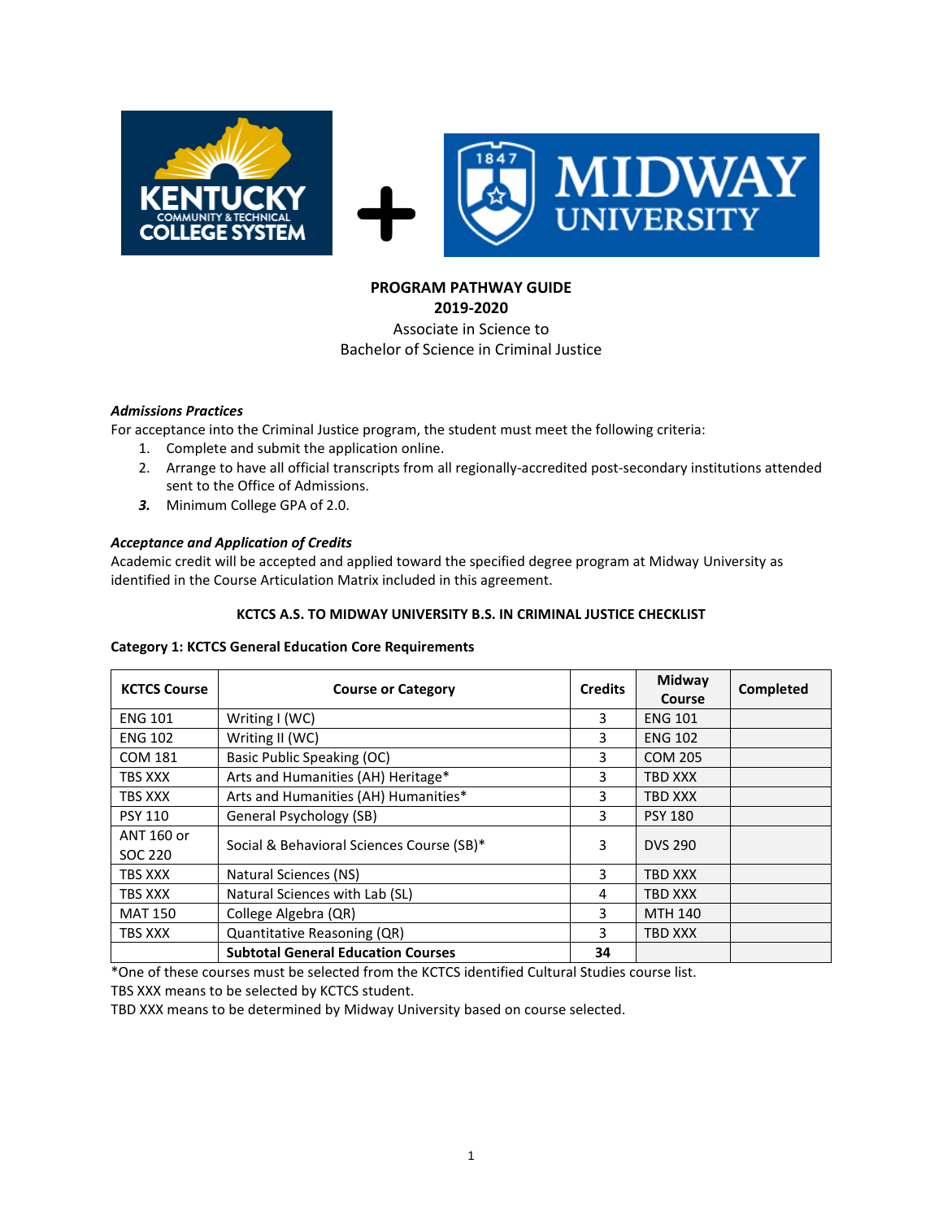**PROGRAM PATHWAY GUIDE**
**2019-2020**
Associate in Science to
Bachelor of Science in Criminal Justice

***Admissions Practices***

For acceptance into the Criminal Justice program, the student must meet the following criteria:

1. Complete and submit the application online.
2. Arrange to have all official transcripts from all regionally-accredited post-secondary institutions attended sent to the Office of Admissions.
3. Minimum College GPA of 2.0.

***Acceptance and Application of Credits***

Academic credit will be accepted and applied toward the specified degree program at Midway University as identified in the Course Articulation Matrix included in this agreement.

**KCTCS A.S. TO MIDWAY UNIVERSITY B.S. IN CRIMINAL JUSTICE CHECKLIST**

**Category 1: KCTCS General Education Core Requirements**

| KCTCS Course | Course or Category | Credits | Midway Course | Completed |
|---|---|---|---|---|
| ENG 101 | Writing I (WC) | 3 | ENG 101 | |
| ENG 102 | Writing II (WC) | 3 | ENG 102 | |
| COM 181 | Basic Public Speaking (OC) | 3 | COM 205 | |
| TBS XXX | Arts and Humanities (AH) Heritage* | 3 | TBD XXX | |
| TBS XXX | Arts and Humanities (AH) Humanities* | 3 | TBD XXX | |
| PSY 110 | General Psychology (SB) | 3 | PSY 180 | |
| ANT 160 or SOC 220 | Social & Behavioral Sciences Course (SB)* | 3 | DVS 290 | |
| TBS XXX | Natural Sciences (NS) | 3 | TBD XXX | |
| TBS XXX | Natural Sciences with Lab (SL) | 4 | TBD XXX | |
| MAT 150 | College Algebra (QR) | 3 | MTH 140 | |
| TBS XXX | Quantitative Reasoning (QR) | 3 | TBD XXX | |
| | **Subtotal General Education Courses** | **34** | | |

*One of these courses must be selected from the KCTCS identified Cultural Studies course list.
TBS XXX means to be selected by KCTCS student.
TBD XXX means to be determined by Midway University based on course selected.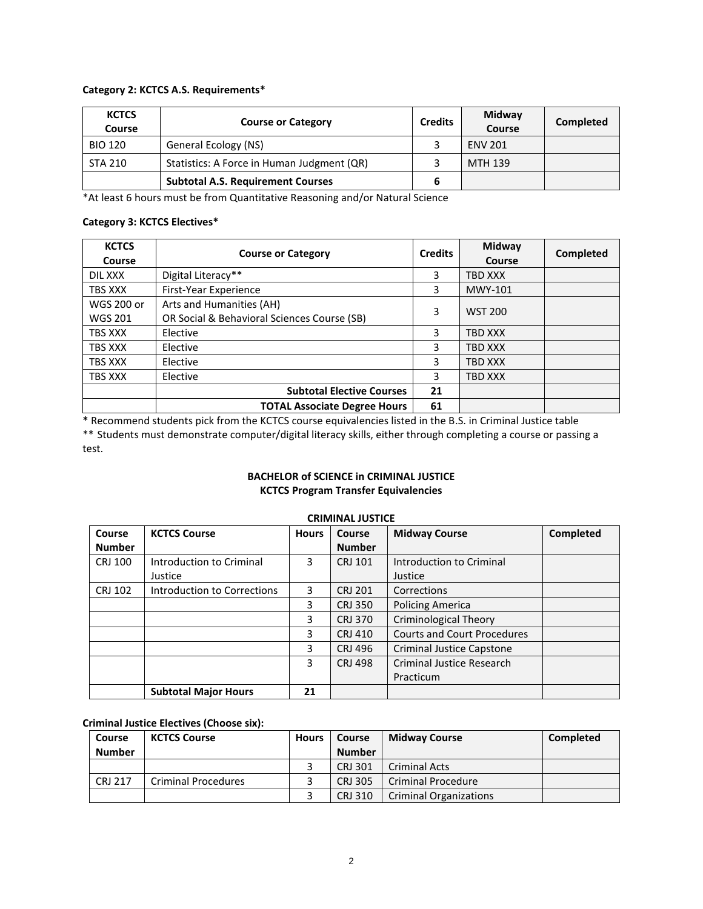**Category 2: KCTCS A.S. Requirements***

| KCTCS Course | Course or Category | Credits | Midway Course | Completed |
|---|---|---|---|---|
| BIO 120 | General Ecology (NS) | 3 | ENV 201 | |
| STA 210 | Statistics: A Force in Human Judgment (QR) | 3 | MTH 139 | |
| | **Subtotal A.S. Requirement Courses** | **6** | | |

*At least 6 hours must be from Quantitative Reasoning and/or Natural Science

**Category 3: KCTCS Electives***

| KCTCS Course | Course or Category | Credits | Midway Course | Completed |
|---|---|---|---|---|
| DIL XXX | Digital Literacy** | 3 | TBD XXX | |
| TBS XXX | First-Year Experience | 3 | MWY-101 | |
| WGS 200 or WGS 201 | Arts and Humanities (AH) OR Social & Behavioral Sciences Course (SB) | 3 | WST 200 | |
| TBS XXX | Elective | 3 | TBD XXX | |
| TBS XXX | Elective | 3 | TBD XXX | |
| TBS XXX | Elective | 3 | TBD XXX | |
| TBS XXX | Elective | 3 | TBD XXX | |
| | **Subtotal Elective Courses** | **21** | | |
| | **TOTAL Associate Degree Hours** | **61** | | |

**\*** Recommend students pick from the KCTCS course equivalencies listed in the B.S. in Criminal Justice table

** Students must demonstrate computer/digital literacy skills, either through completing a course or passing a test.

## BACHELOR of SCIENCE in CRIMINAL JUSTICE
### KCTCS Program Transfer Equivalencies

**CRIMINAL JUSTICE**

| Course Number | KCTCS Course | Hours | Course Number | Midway Course | Completed |
|---|---|---|---|---|---|
| CRJ 100 | Introduction to Criminal Justice | 3 | CRJ 101 | Introduction to Criminal Justice | |
| CRJ 102 | Introduction to Corrections | 3 | CRJ 201 | Corrections | |
| | | 3 | CRJ 350 | Policing America | |
| | | 3 | CRJ 370 | Criminological Theory | |
| | | 3 | CRJ 410 | Courts and Court Procedures | |
| | | 3 | CRJ 496 | Criminal Justice Capstone | |
| | | 3 | CRJ 498 | Criminal Justice Research Practicum | |
| | **Subtotal Major Hours** | **21** | | | |

**Criminal Justice Electives (Choose six):**

| Course Number | KCTCS Course | Hours | Course Number | Midway Course | Completed |
|---|---|---|---|---|---|
| | | 3 | CRJ 301 | Criminal Acts | |
| CRJ 217 | Criminal Procedures | 3 | CRJ 305 | Criminal Procedure | |
| | | 3 | CRJ 310 | Criminal Organizations | |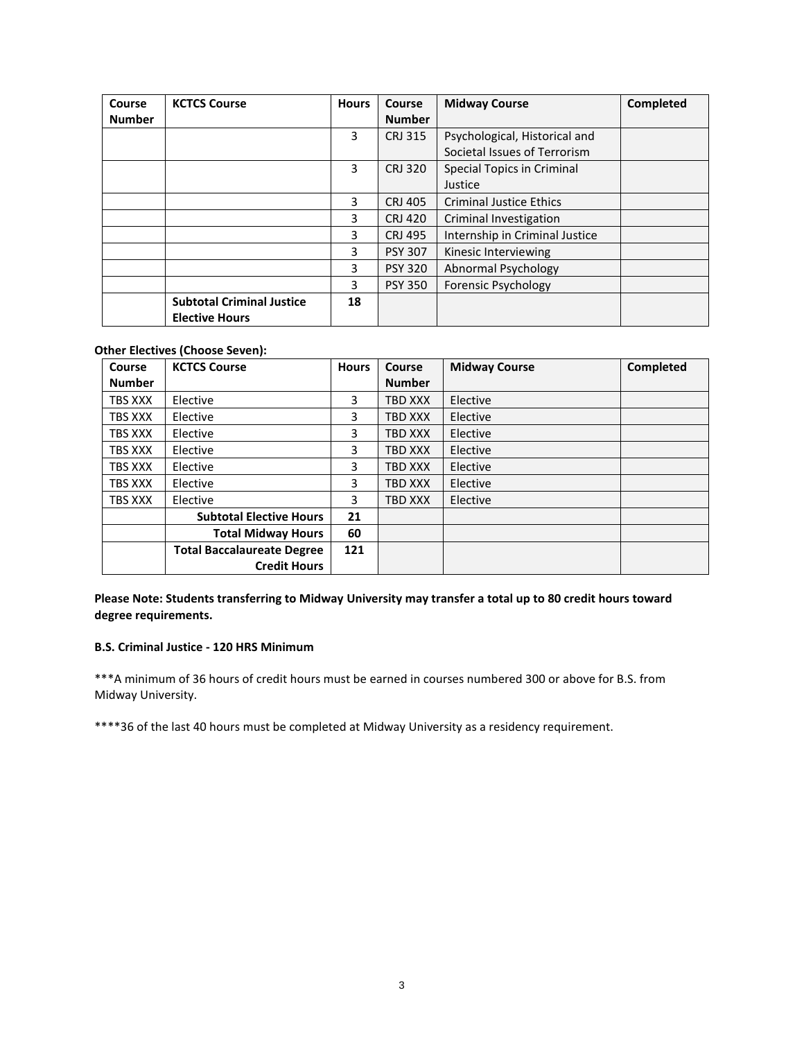| Course Number | KCTCS Course | Hours | Course Number | Midway Course | Completed |
|---|---|---|---|---|---|
| | | 3 | CRJ 315 | Psychological, Historical and Societal Issues of Terrorism | |
| | | 3 | CRJ 320 | Special Topics in Criminal Justice | |
| | | 3 | CRJ 405 | Criminal Justice Ethics | |
| | | 3 | CRJ 420 | Criminal Investigation | |
| | | 3 | CRJ 495 | Internship in Criminal Justice | |
| | | 3 | PSY 307 | Kinesic Interviewing | |
| | | 3 | PSY 320 | Abnormal Psychology | |
| | | 3 | PSY 350 | Forensic Psychology | |
| | **Subtotal Criminal Justice Elective Hours** | **18** | | | |

**Other Electives (Choose Seven):**

| Course Number | KCTCS Course | Hours | Course Number | Midway Course | Completed |
|---|---|---|---|---|---|
| TBS XXX | Elective | 3 | TBD XXX | Elective | |
| TBS XXX | Elective | 3 | TBD XXX | Elective | |
| TBS XXX | Elective | 3 | TBD XXX | Elective | |
| TBS XXX | Elective | 3 | TBD XXX | Elective | |
| TBS XXX | Elective | 3 | TBD XXX | Elective | |
| TBS XXX | Elective | 3 | TBD XXX | Elective | |
| TBS XXX | Elective | 3 | TBD XXX | Elective | |
| | **Subtotal Elective Hours** | **21** | | | |
| | **Total Midway Hours** | **60** | | | |
| | **Total Baccalaureate Degree Credit Hours** | **121** | | | |

**Please Note: Students transferring to Midway University may transfer a total up to 80 credit hours toward degree requirements.**

**B.S. Criminal Justice - 120 HRS Minimum**

***A minimum of 36 hours of credit hours must be earned in courses numbered 300 or above for B.S. from Midway University.

****36 of the last 40 hours must be completed at Midway University as a residency requirement.